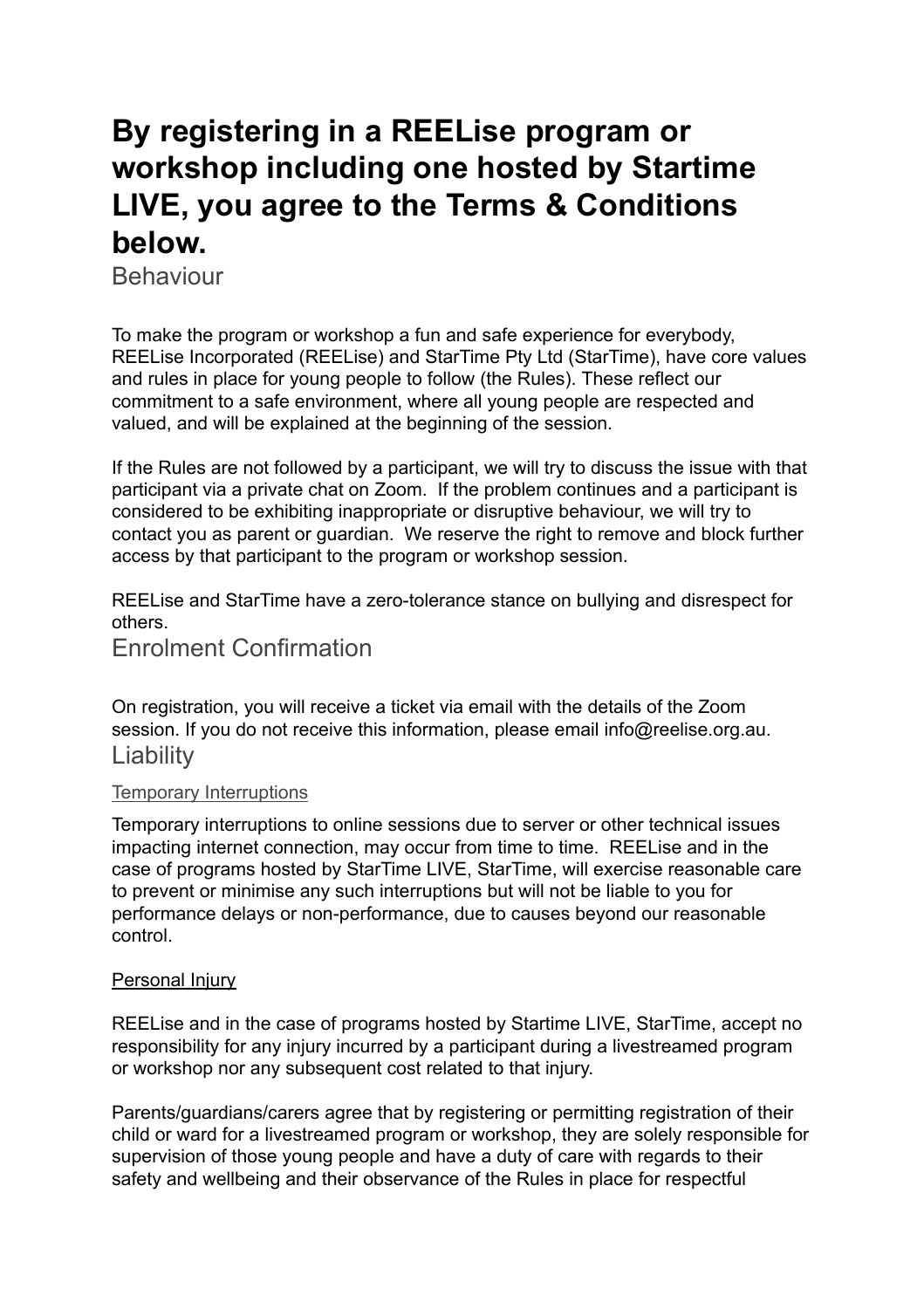# By registering in a REELise program or workshop including one hosted by Startime LIVE, you agree to the Terms & Conditions below.

## Behaviour

To make the program or workshop a fun and safe experience for everybody, REELise Incorporated (REELise) and StarTime Pty Ltd (StarTime), have core values and rules in place for young people to follow (the Rules). These reflect our commitment to a safe environment, where all young people are respected and valued, and will be explained at the beginning of the session.

If the Rules are not followed by a participant, we will try to discuss the issue with that participant via a private chat on Zoom. If the problem continues and a participant is considered to be exhibiting inappropriate or disruptive behaviour, we will try to contact you as parent or guardian. We reserve the right to remove and block further access by that participant to the program or workshop session.

REELise and StarTime have a zero-tolerance stance on bullying and disrespect for others.

## Enrolment Confirmation

On registration, you will receive a ticket via email with the details of the Zoom session. If you do not receive this information, please email info@reelise.org.au.

## Liability

### Temporary Interruptions

Temporary interruptions to online sessions due to server or other technical issues impacting internet connection, may occur from time to time. REELise and in the case of programs hosted by StarTime LIVE, StarTime, will exercise reasonable care to prevent or minimise any such interruptions but will not be liable to you for performance delays or non-performance, due to causes beyond our reasonable control.

### Personal Injury

REELise and in the case of programs hosted by Startime LIVE, StarTime, accept no responsibility for any injury incurred by a participant during a livestreamed program or workshop nor any subsequent cost related to that injury.

Parents/guardians/carers agree that by registering or permitting registration of their child or ward for a livestreamed program or workshop, they are solely responsible for supervision of those young people and have a duty of care with regards to their safety and wellbeing and their observance of the Rules in place for respectful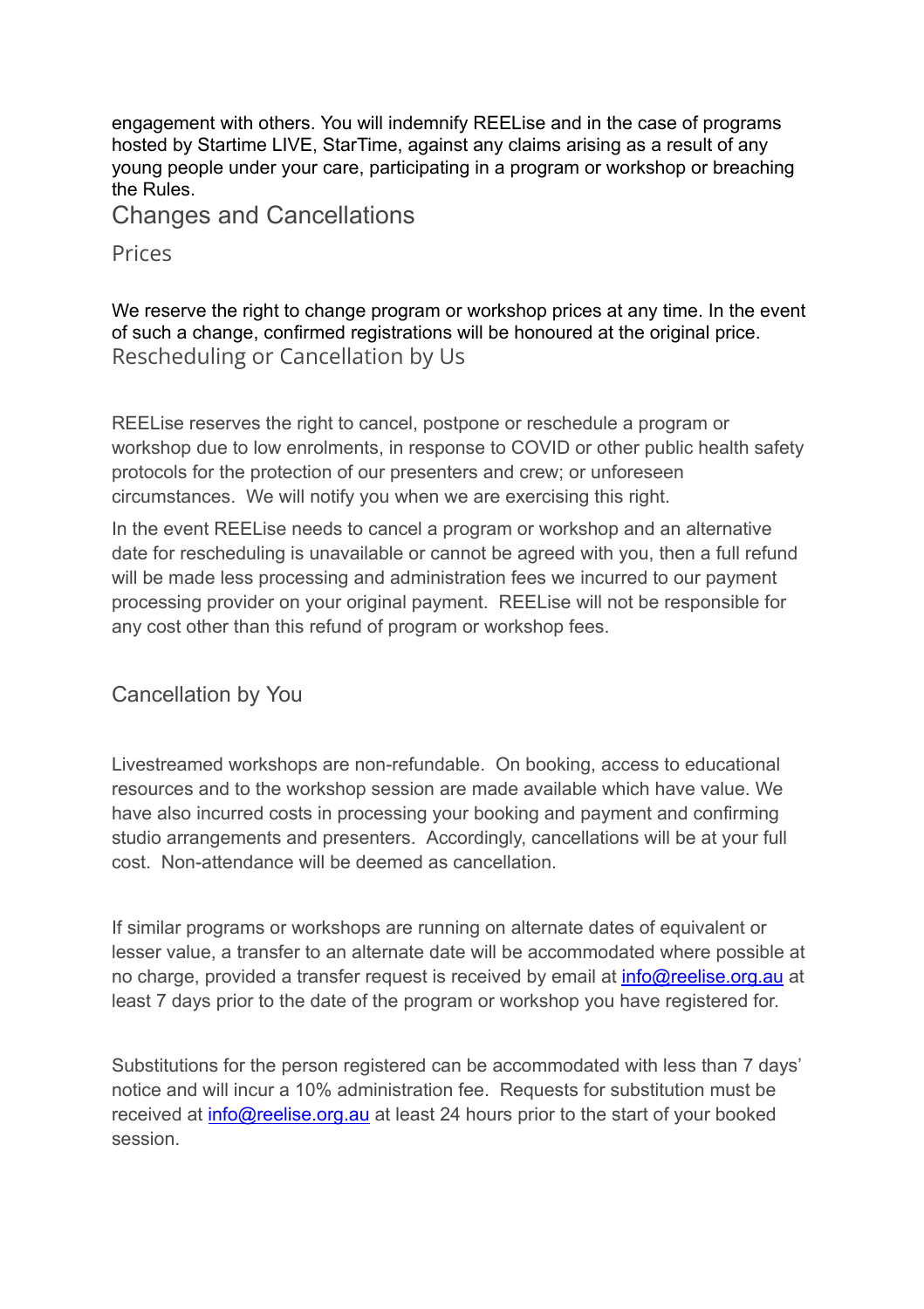engagement with others. You will indemnify REELise and in the case of programs hosted by Startime LIVE, StarTime, against any claims arising as a result of any young people under your care, participating in a program or workshop or breaching the Rules.

## Changes and Cancellations

### Prices

We reserve the right to change program or workshop prices at any time. In the event of such a change, confirmed registrations will be honoured at the original price.

### Rescheduling or Cancellation by Us

REELise reserves the right to cancel, postpone or reschedule a program or workshop due to low enrolments, in response to COVID or other public health safety protocols for the protection of our presenters and crew; or unforeseen circumstances. We will notify you when we are exercising this right.

In the event REELise needs to cancel a program or workshop and an alternative date for rescheduling is unavailable or cannot be agreed with you, then a full refund will be made less processing and administration fees we incurred to our payment processing provider on your original payment. REELise will not be responsible for any cost other than this refund of program or workshop fees.

### Cancellation by You

Livestreamed workshops are non-refundable. On booking, access to educational resources and to the workshop session are made available which have value. We have also incurred costs in processing your booking and payment and confirming studio arrangements and presenters. Accordingly, cancellations will be at your full cost. Non-attendance will be deemed as cancellation.

If similar programs or workshops are running on alternate dates of equivalent or lesser value, a transfer to an alternate date will be accommodated where possible at no charge, provided a transfer request is received by email at info@reelise.org.au at least 7 days prior to the date of the program or workshop you have registered for.

Substitutions for the person registered can be accommodated with less than 7 days' notice and will incur a 10% administration fee. Requests for substitution must be received at info@reelise.org.au at least 24 hours prior to the start of your booked session.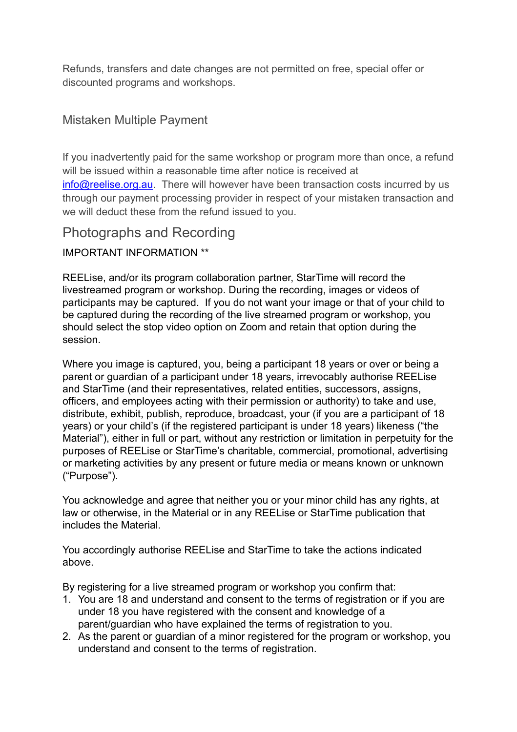Refunds, transfers and date changes are not permitted on free, special offer or discounted programs and workshops.

### Mistaken Multiple Payment

If you inadvertently paid for the same workshop or program more than once, a refund will be issued within a reasonable time after notice is received at [info@reelise.org.au](mailto:info@reelise.org.au). There will however have been transaction costs incurred by us through our payment processing provider in respect of your mistaken transaction and we will deduct these from the refund issued to you.

## Photographs and Recording

IMPORTANT INFORMATION **

REELise, and/or its program collaboration partner, StarTime will record the livestreamed program or workshop. During the recording, images or videos of participants may be captured. If you do not want your image or that of your child to be captured during the recording of the live streamed program or workshop, you should select the stop video option on Zoom and retain that option during the session.

Where you image is captured, you, being a participant 18 years or over or being a parent or guardian of a participant under 18 years, irrevocably authorise REELise and StarTime (and their representatives, related entities, successors, assigns, officers, and employees acting with their permission or authority) to take and use, distribute, exhibit, publish, reproduce, broadcast, your (if you are a participant of 18 years) or your child's (if the registered participant is under 18 years) likeness ("the Material"), either in full or part, without any restriction or limitation in perpetuity for the purposes of REELise or StarTime's charitable, commercial, promotional, advertising or marketing activities by any present or future media or means known or unknown ("Purpose").

You acknowledge and agree that neither you or your minor child has any rights, at law or otherwise, in the Material or in any REELise or StarTime publication that includes the Material.

You accordingly authorise REELise and StarTime to take the actions indicated above.

By registering for a live streamed program or workshop you confirm that:

1. You are 18 and understand and consent to the terms of registration or if you are under 18 you have registered with the consent and knowledge of a parent/guardian who have explained the terms of registration to you.
2. As the parent or guardian of a minor registered for the program or workshop, you understand and consent to the terms of registration.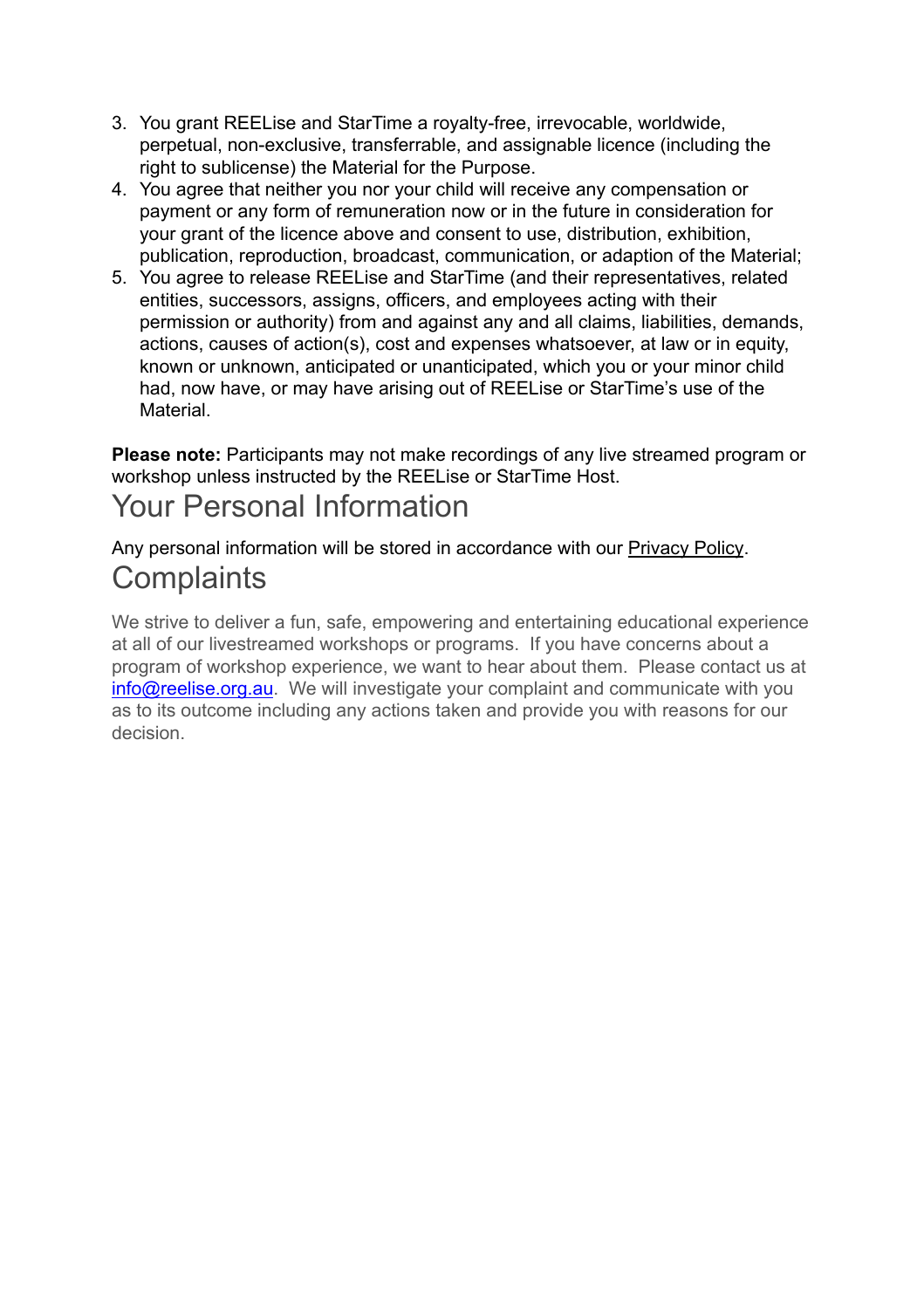3. You grant REELise and StarTime a royalty-free, irrevocable, worldwide, perpetual, non-exclusive, transferrable, and assignable licence (including the right to sublicense) the Material for the Purpose.
4. You agree that neither you nor your child will receive any compensation or payment or any form of remuneration now or in the future in consideration for your grant of the licence above and consent to use, distribution, exhibition, publication, reproduction, broadcast, communication, or adaption of the Material;
5. You agree to release REELise and StarTime (and their representatives, related entities, successors, assigns, officers, and employees acting with their permission or authority) from and against any and all claims, liabilities, demands, actions, causes of action(s), cost and expenses whatsoever, at law or in equity, known or unknown, anticipated or unanticipated, which you or your minor child had, now have, or may have arising out of REELise or StarTime's use of the Material.

**Please note:** Participants may not make recordings of any live streamed program or workshop unless instructed by the REELise or StarTime Host.

## Your Personal Information

Any personal information will be stored in accordance with our Privacy Policy.

## Complaints

We strive to deliver a fun, safe, empowering and entertaining educational experience at all of our livestreamed workshops or programs. If you have concerns about a program of workshop experience, we want to hear about them. Please contact us at info@reelise.org.au. We will investigate your complaint and communicate with you as to its outcome including any actions taken and provide you with reasons for our decision.